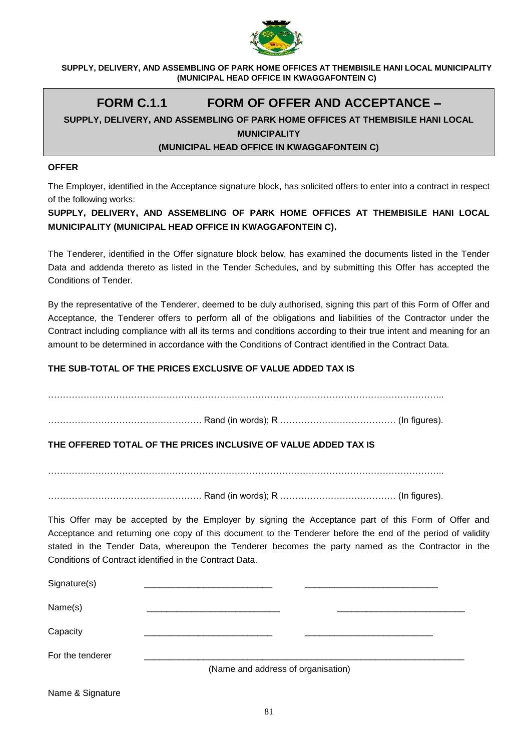**SUPPLY, DELIVERY, AND ASSEMBLING OF PARK HOME OFFICES AT THEMBISILE HANI LOCAL MUNICIPALITY (MUNICIPAL HEAD OFFICE IN KWAGGAFONTEIN C)**

# FORM C.1.1 FORM OF OFFER AND ACCEPTANCE –

**SUPPLY, DELIVERY, AND ASSEMBLING OF PARK HOME OFFICES AT THEMBISILE HANI LOCAL MUNICIPALITY**

**(MUNICIPAL HEAD OFFICE IN KWAGGAFONTEIN C)**

**OFFER**

The Employer, identified in the Acceptance signature block, has solicited offers to enter into a contract in respect of the following works:

**SUPPLY, DELIVERY, AND ASSEMBLING OF PARK HOME OFFICES AT THEMBISILE HANI LOCAL MUNICIPALITY (MUNICIPAL HEAD OFFICE IN KWAGGAFONTEIN C).**

The Tenderer, identified in the Offer signature block below, has examined the documents listed in the Tender Data and addenda thereto as listed in the Tender Schedules, and by submitting this Offer has accepted the Conditions of Tender.

By the representative of the Tenderer, deemed to be duly authorised, signing this part of this Form of Offer and Acceptance, the Tenderer offers to perform all of the obligations and liabilities of the Contractor under the Contract including compliance with all its terms and conditions according to their true intent and meaning for an amount to be determined in accordance with the Conditions of Contract identified in the Contract Data.

**THE SUB-TOTAL OF THE PRICES EXCLUSIVE OF VALUE ADDED TAX IS**

……………………………………………………………………………………………………………………..

……………………………………………. Rand (in words); R ………………………………… (In figures).

**THE OFFERED TOTAL OF THE PRICES INCLUSIVE OF VALUE ADDED TAX IS**

……………………………………………………………………………………………………………………..

……………………………………………. Rand (in words); R ………………………………… (In figures).

This Offer may be accepted by the Employer by signing the Acceptance part of this Form of Offer and Acceptance and returning one copy of this document to the Tenderer before the end of the period of validity stated in the Tender Data, whereupon the Tenderer becomes the party named as the Contractor in the Conditions of Contract identified in the Contract Data.

Signature(s) ___________________________ ___________________________

Name(s) ___________________________ ___________________________

Capacity ___________________________ ___________________________

For the tenderer ___________________________________________________________________

(Name and address of organisation)

Name & Signature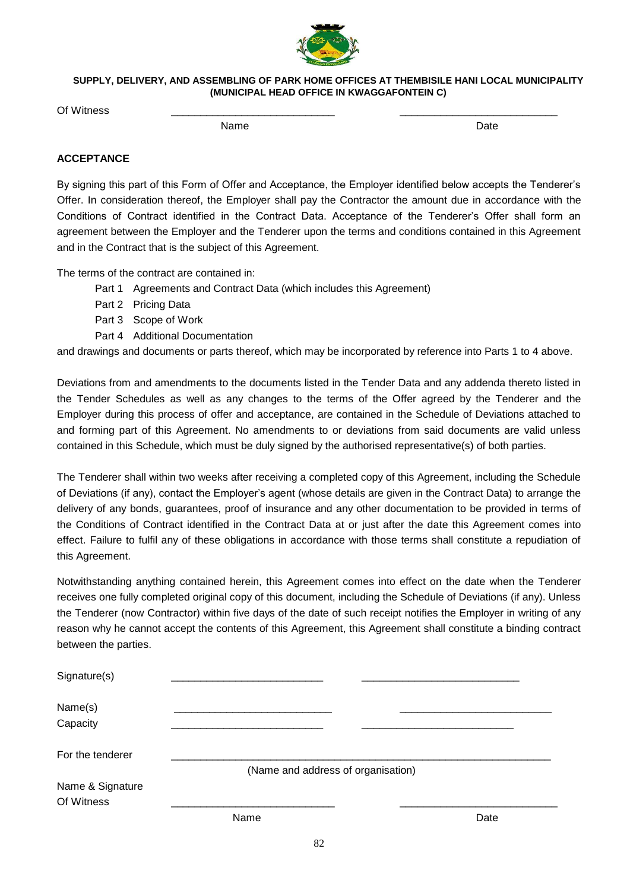Of Witness ____________________________ ____________________________

Name Date

**ACCEPTANCE**

By signing this part of this Form of Offer and Acceptance, the Employer identified below accepts the Tenderer's Offer. In consideration thereof, the Employer shall pay the Contractor the amount due in accordance with the Conditions of Contract identified in the Contract Data. Acceptance of the Tenderer's Offer shall form an agreement between the Employer and the Tenderer upon the terms and conditions contained in this Agreement and in the Contract that is the subject of this Agreement.

The terms of the contract are contained in:

- Part 1 Agreements and Contract Data (which includes this Agreement)
- Part 2 Pricing Data
- Part 3 Scope of Work
- Part 4 Additional Documentation

and drawings and documents or parts thereof, which may be incorporated by reference into Parts 1 to 4 above.

Deviations from and amendments to the documents listed in the Tender Data and any addenda thereto listed in the Tender Schedules as well as any changes to the terms of the Offer agreed by the Tenderer and the Employer during this process of offer and acceptance, are contained in the Schedule of Deviations attached to and forming part of this Agreement. No amendments to or deviations from said documents are valid unless contained in this Schedule, which must be duly signed by the authorised representative(s) of both parties.

The Tenderer shall within two weeks after receiving a completed copy of this Agreement, including the Schedule of Deviations (if any), contact the Employer's agent (whose details are given in the Contract Data) to arrange the delivery of any bonds, guarantees, proof of insurance and any other documentation to be provided in terms of the Conditions of Contract identified in the Contract Data at or just after the date this Agreement comes into effect. Failure to fulfil any of these obligations in accordance with those terms shall constitute a repudiation of this Agreement.

Notwithstanding anything contained herein, this Agreement comes into effect on the date when the Tenderer receives one fully completed original copy of this document, including the Schedule of Deviations (if any). Unless the Tenderer (now Contractor) within five days of the date of such receipt notifies the Employer in writing of any reason why he cannot accept the contents of this Agreement, this Agreement shall constitute a binding contract between the parties.

Signature(s) ____________________________ ____________________________

Name(s) ____________________________ ____________________________

Capacity ____________________________ ____________________________

For the tenderer ________________________________________________________________

(Name and address of organisation)

Name & Signature

Of Witness ____________________________ ____________________________

Name Date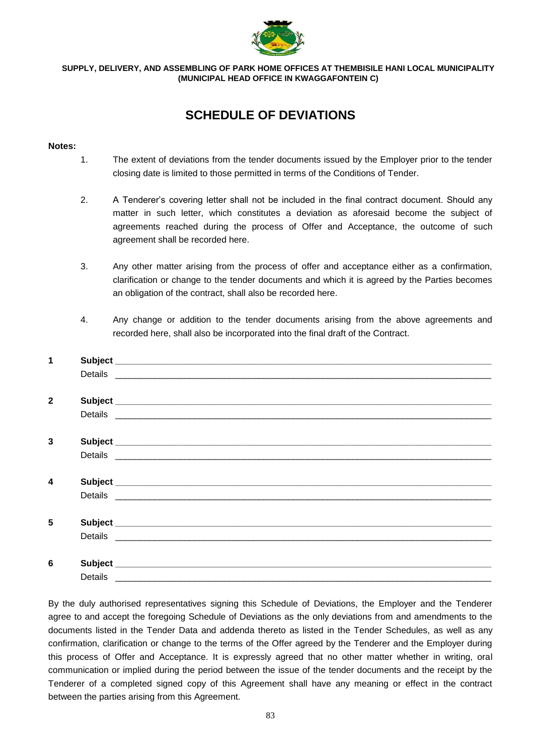**SUPPLY, DELIVERY, AND ASSEMBLING OF PARK HOME OFFICES AT THEMBISILE HANI LOCAL MUNICIPALITY (MUNICIPAL HEAD OFFICE IN KWAGGAFONTEIN C)**

# SCHEDULE OF DEVIATIONS

**Notes:**

1. The extent of deviations from the tender documents issued by the Employer prior to the tender closing date is limited to those permitted in terms of the Conditions of Tender.

2. A Tenderer's covering letter shall not be included in the final contract document. Should any matter in such letter, which constitutes a deviation as aforesaid become the subject of agreements reached during the process of Offer and Acceptance, the outcome of such agreement shall be recorded here.

3. Any other matter arising from the process of offer and acceptance either as a confirmation, clarification or change to the tender documents and which it is agreed by the Parties becomes an obligation of the contract, shall also be recorded here.

4. Any change or addition to the tender documents arising from the above agreements and recorded here, shall also be incorporated into the final draft of the Contract.

**1** **Subject** ___________________________________________

Details ___________________________________________

**2** **Subject** ___________________________________________

Details ___________________________________________

**3** **Subject** ___________________________________________

Details ___________________________________________

**4** **Subject** ___________________________________________

Details ___________________________________________

**5** **Subject** ___________________________________________

Details ___________________________________________

**6** **Subject** ___________________________________________

Details ___________________________________________

By the duly authorised representatives signing this Schedule of Deviations, the Employer and the Tenderer agree to and accept the foregoing Schedule of Deviations as the only deviations from and amendments to the documents listed in the Tender Data and addenda thereto as listed in the Tender Schedules, as well as any confirmation, clarification or change to the terms of the Offer agreed by the Tenderer and the Employer during this process of Offer and Acceptance. It is expressly agreed that no other matter whether in writing, oral communication or implied during the period between the issue of the tender documents and the receipt by the Tenderer of a completed signed copy of this Agreement shall have any meaning or effect in the contract between the parties arising from this Agreement.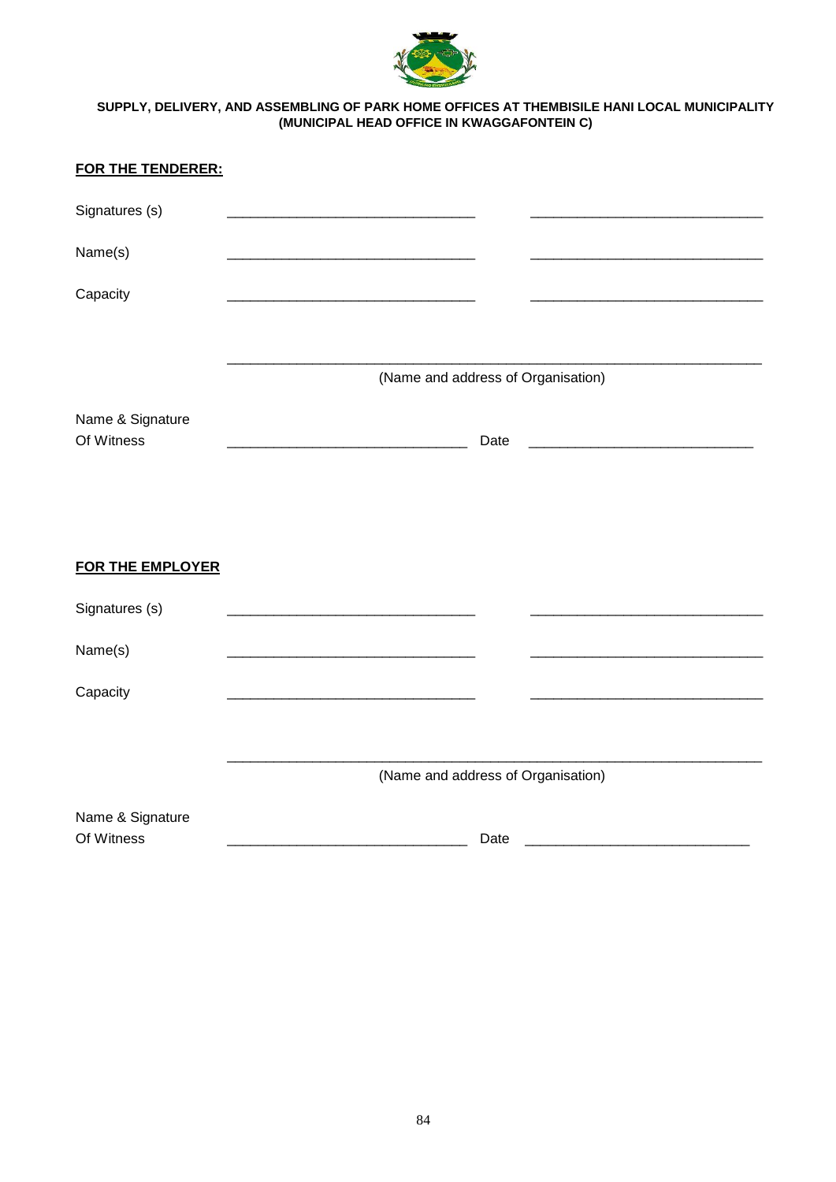**SUPPLY, DELIVERY, AND ASSEMBLING OF PARK HOME OFFICES AT THEMBISILE HANI LOCAL MUNICIPALITY (MUNICIPAL HEAD OFFICE IN KWAGGAFONTEIN C)**

**FOR THE TENDERER:**

Signatures (s) ______________________________ ______________________________

Name(s) ______________________________ ______________________________

Capacity ______________________________ ______________________________

______________________________________________________________

(Name and address of Organisation)

Name & Signature
Of Witness ______________________________ Date ______________________________

**FOR THE EMPLOYER**

Signatures (s) ______________________________ ______________________________

Name(s) ______________________________ ______________________________

Capacity ______________________________ ______________________________

______________________________________________________________

(Name and address of Organisation)

Name & Signature
Of Witness ______________________________ Date ______________________________